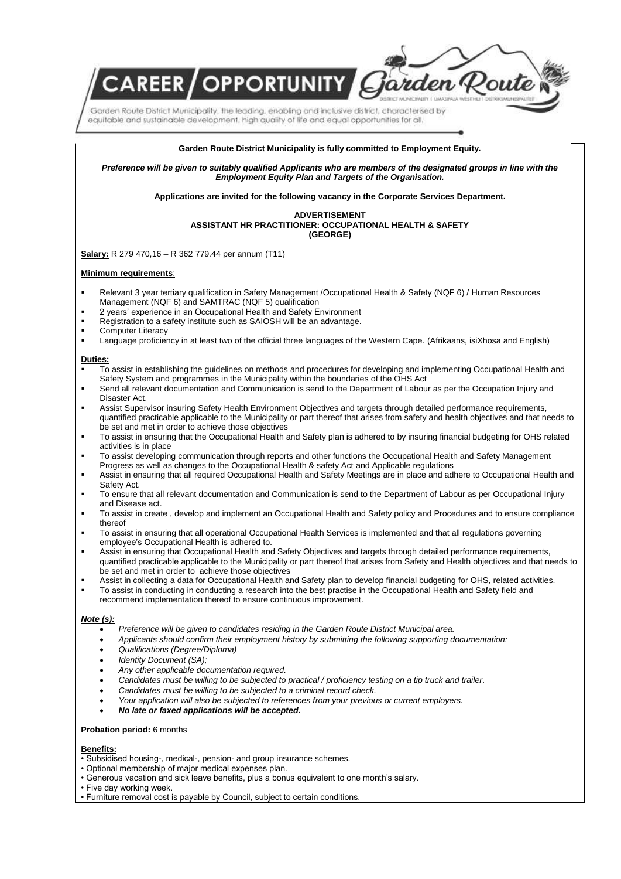# CAREER / OPPORTUNITY

Garden Route District Municipality, the leading, enabling and inclusive district, characterised by equitable and sustainable development, high quality of life and equal opportunities for all.

**Garden Route District Municipality is fully committed to Employment Equity.**

***Preference will be given to suitably qualified Applicants who are members of the designated groups in line with the Employment Equity Plan and Targets of the Organisation.***

**Applications are invited for the following vacancy in the Corporate Services Department.**

**ADVERTISEMENT**
**ASSISTANT HR PRACTITIONER: OCCUPATIONAL HEALTH & SAFETY**
**(GEORGE)**

**Salary:** R 279 470,16 – R 362 779.44 per annum (T11)

**Minimum requirements**:

- Relevant 3 year tertiary qualification in Safety Management /Occupational Health & Safety (NQF 6) / Human Resources Management (NQF 6) and SAMTRAC (NQF 5) qualification
- 2 years' experience in an Occupational Health and Safety Environment
- Registration to a safety institute such as SAIOSH will be an advantage.
- Computer Literacy
- Language proficiency in at least two of the official three languages of the Western Cape. (Afrikaans, isiXhosa and English)

**Duties:**

- To assist in establishing the guidelines on methods and procedures for developing and implementing Occupational Health and Safety System and programmes in the Municipality within the boundaries of the OHS Act
- Send all relevant documentation and Communication is send to the Department of Labour as per the Occupation Injury and Disaster Act.
- Assist Supervisor insuring Safety Health Environment Objectives and targets through detailed performance requirements, quantified practicable applicable to the Municipality or part thereof that arises from safety and health objectives and that needs to be set and met in order to achieve those objectives
- To assist in ensuring that the Occupational Health and Safety plan is adhered to by insuring financial budgeting for OHS related activities is in place
- To assist developing communication through reports and other functions the Occupational Health and Safety Management Progress as well as changes to the Occupational Health & safety Act and Applicable regulations
- Assist in ensuring that all required Occupational Health and Safety Meetings are in place and adhere to Occupational Health and Safety Act.
- To ensure that all relevant documentation and Communication is send to the Department of Labour as per Occupational Injury and Disease act.
- To assist in create , develop and implement an Occupational Health and Safety policy and Procedures and to ensure compliance thereof
- To assist in ensuring that all operational Occupational Health Services is implemented and that all regulations governing employee's Occupational Health is adhered to.
- Assist in ensuring that Occupational Health and Safety Objectives and targets through detailed performance requirements, quantified practicable applicable to the Municipality or part thereof that arises from Safety and Health objectives and that needs to be set and met in order to achieve those objectives
- Assist in collecting a data for Occupational Health and Safety plan to develop financial budgeting for OHS, related activities.
- To assist in conducting in conducting a research into the best practise in the Occupational Health and Safety field and recommend implementation thereof to ensure continuous improvement.

***Note (s):***

- *Preference will be given to candidates residing in the Garden Route District Municipal area.*
- *Applicants should confirm their employment history by submitting the following supporting documentation:*
- *Qualifications (Degree/Diploma)*
- *Identity Document (SA);*
- *Any other applicable documentation required.*
- *Candidates must be willing to be subjected to practical / proficiency testing on a tip truck and trailer.*
- *Candidates must be willing to be subjected to a criminal record check.*
- *Your application will also be subjected to references from your previous or current employers.*
- ***No late or faxed applications will be accepted.***

**Probation period:** 6 months

**Benefits:**

- Subsidised housing-, medical-, pension- and group insurance schemes.
- Optional membership of major medical expenses plan.
- Generous vacation and sick leave benefits, plus a bonus equivalent to one month's salary.
- Five day working week.
- Furniture removal cost is payable by Council, subject to certain conditions.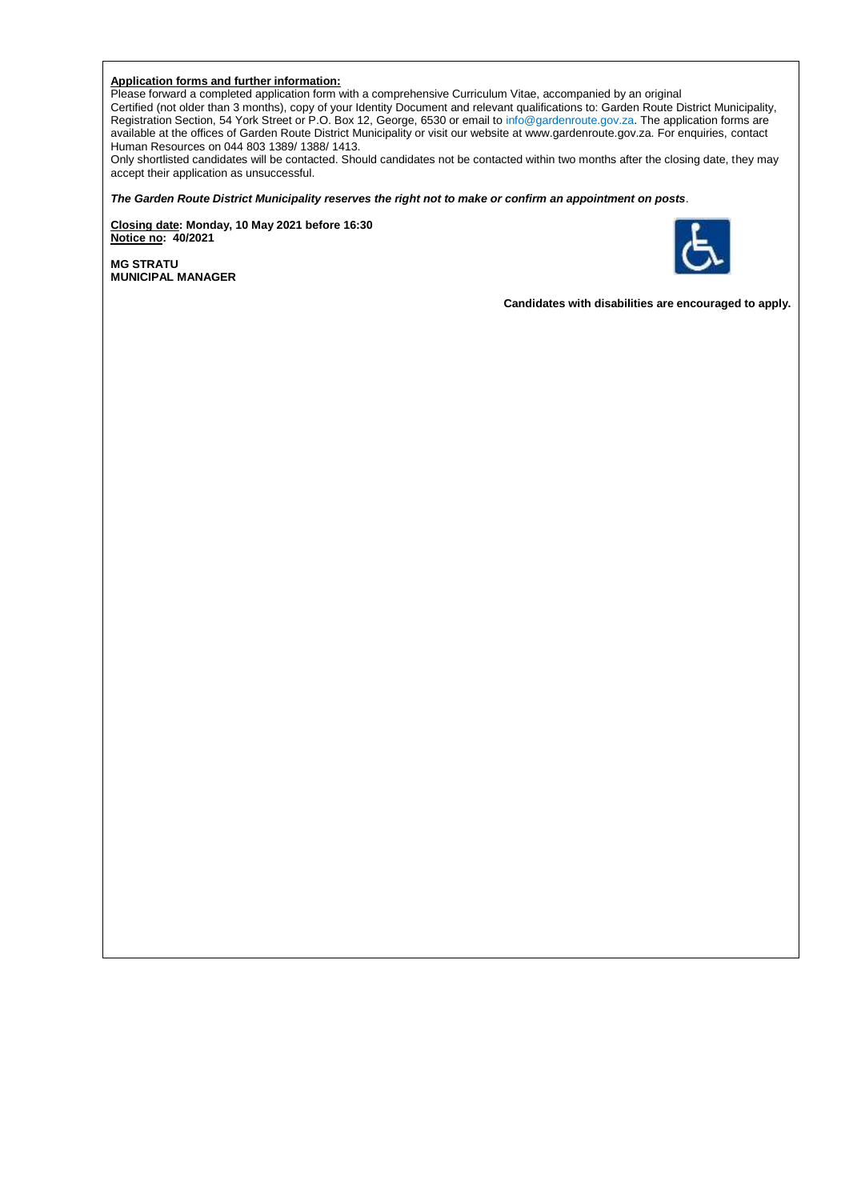**Application forms and further information:**

Please forward a completed application form with a comprehensive Curriculum Vitae, accompanied by an original Certified (not older than 3 months), copy of your Identity Document and relevant qualifications to: Garden Route District Municipality, Registration Section, 54 York Street or P.O. Box 12, George, 6530 or email to info@gardenroute.gov.za. The application forms are available at the offices of Garden Route District Municipality or visit our website at www.gardenroute.gov.za. For enquiries, contact Human Resources on 044 803 1389/ 1388/ 1413.

Only shortlisted candidates will be contacted. Should candidates not be contacted within two months after the closing date, they may accept their application as unsuccessful.

***The Garden Route District Municipality reserves the right not to make or confirm an appointment on posts***.

**Closing date: Monday, 10 May 2021 before 16:30**
**Notice no: 40/2021**

**MG STRATU**
**MUNICIPAL MANAGER**

**Candidates with disabilities are encouraged to apply.**